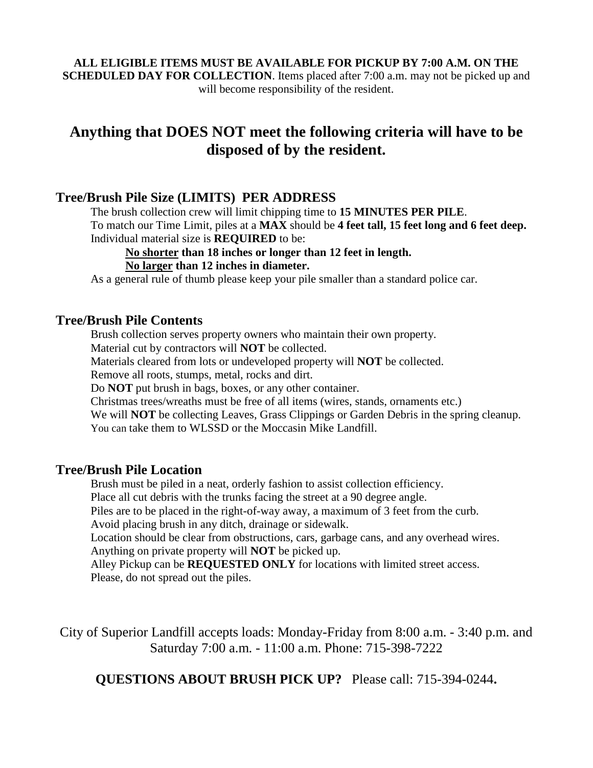**ALL ELIGIBLE ITEMS MUST BE AVAILABLE FOR PICKUP BY 7:00 A.M. ON THE SCHEDULED DAY FOR COLLECTION**. Items placed after 7:00 a.m. may not be picked up and will become responsibility of the resident.

# Anything that DOES NOT meet the following criteria will have to be disposed of by the resident.

## Tree/Brush Pile Size (LIMITS) PER ADDRESS

The brush collection crew will limit chipping time to **15 MINUTES PER PILE**.
To match our Time Limit, piles at a **MAX** should be **4 feet tall, 15 feet long and 6 feet deep.**
Individual material size is **REQUIRED** to be:

**No shorter than 18 inches or longer than 12 feet in length.**
**No larger than 12 inches in diameter.**

As a general rule of thumb please keep your pile smaller than a standard police car.

## Tree/Brush Pile Contents

Brush collection serves property owners who maintain their own property.
Material cut by contractors will **NOT** be collected.
Materials cleared from lots or undeveloped property will **NOT** be collected.
Remove all roots, stumps, metal, rocks and dirt.
Do **NOT** put brush in bags, boxes, or any other container.
Christmas trees/wreaths must be free of all items (wires, stands, ornaments etc.)
We will **NOT** be collecting Leaves, Grass Clippings or Garden Debris in the spring cleanup.
You can take them to WLSSD or the Moccasin Mike Landfill.

## Tree/Brush Pile Location

Brush must be piled in a neat, orderly fashion to assist collection efficiency.
Place all cut debris with the trunks facing the street at a 90 degree angle.
Piles are to be placed in the right-of-way away, a maximum of 3 feet from the curb.
Avoid placing brush in any ditch, drainage or sidewalk.
Location should be clear from obstructions, cars, garbage cans, and any overhead wires.
Anything on private property will **NOT** be picked up.
Alley Pickup can be **REQUESTED ONLY** for locations with limited street access.
Please, do not spread out the piles.

City of Superior Landfill accepts loads: Monday-Friday from 8:00 a.m. - 3:40 p.m. and Saturday 7:00 a.m. - 11:00 a.m. Phone: 715-398-7222

**QUESTIONS ABOUT BRUSH PICK UP?** Please call: 715-394-0244**.**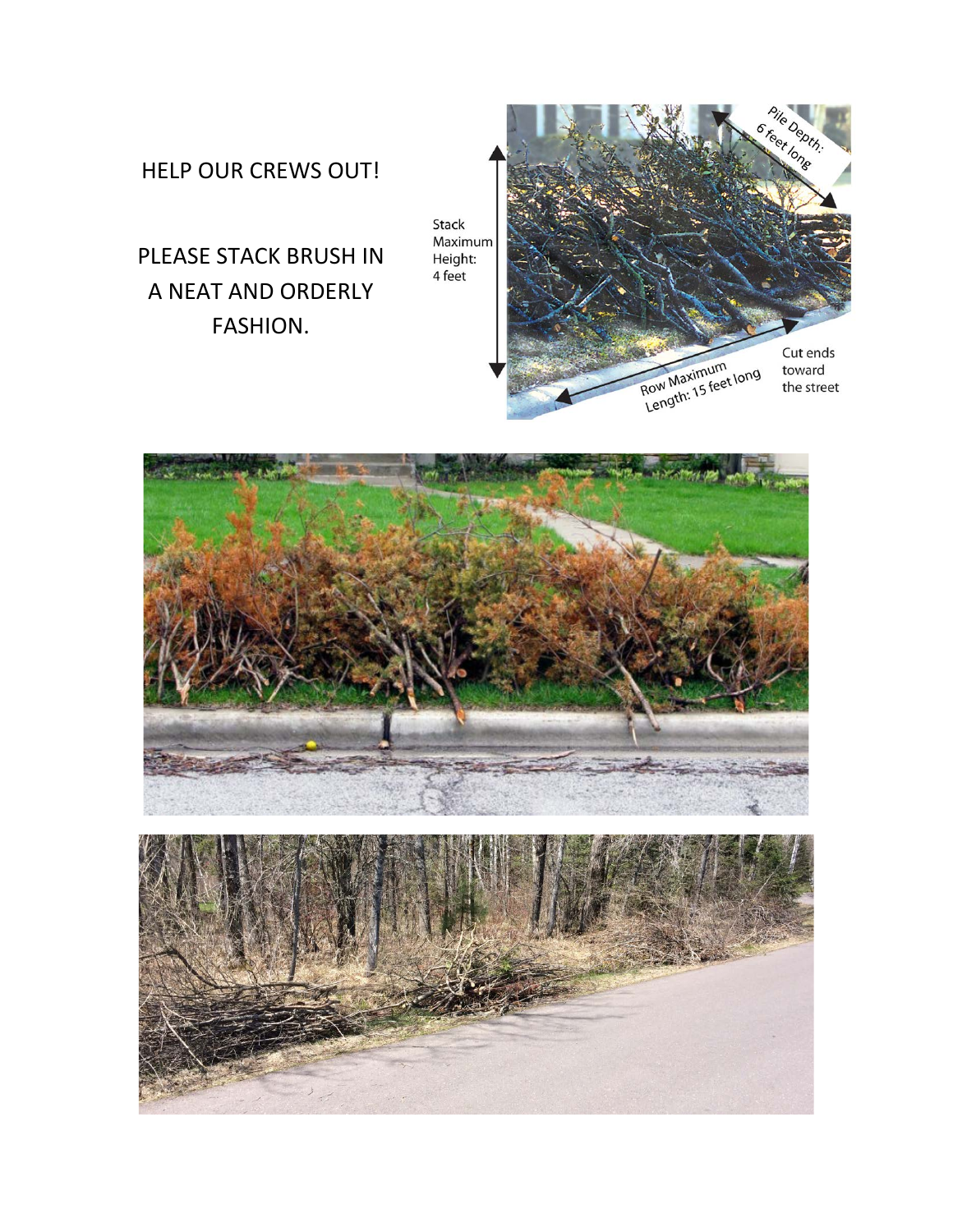HELP OUR CREWS OUT!

PLEASE STACK BRUSH IN A NEAT AND ORDERLY FASHION.

Stack Maximum Height: 4 feet

Pile Depth: 6 feet long

Row Maximum Length: 15 feet long

Cut ends toward the street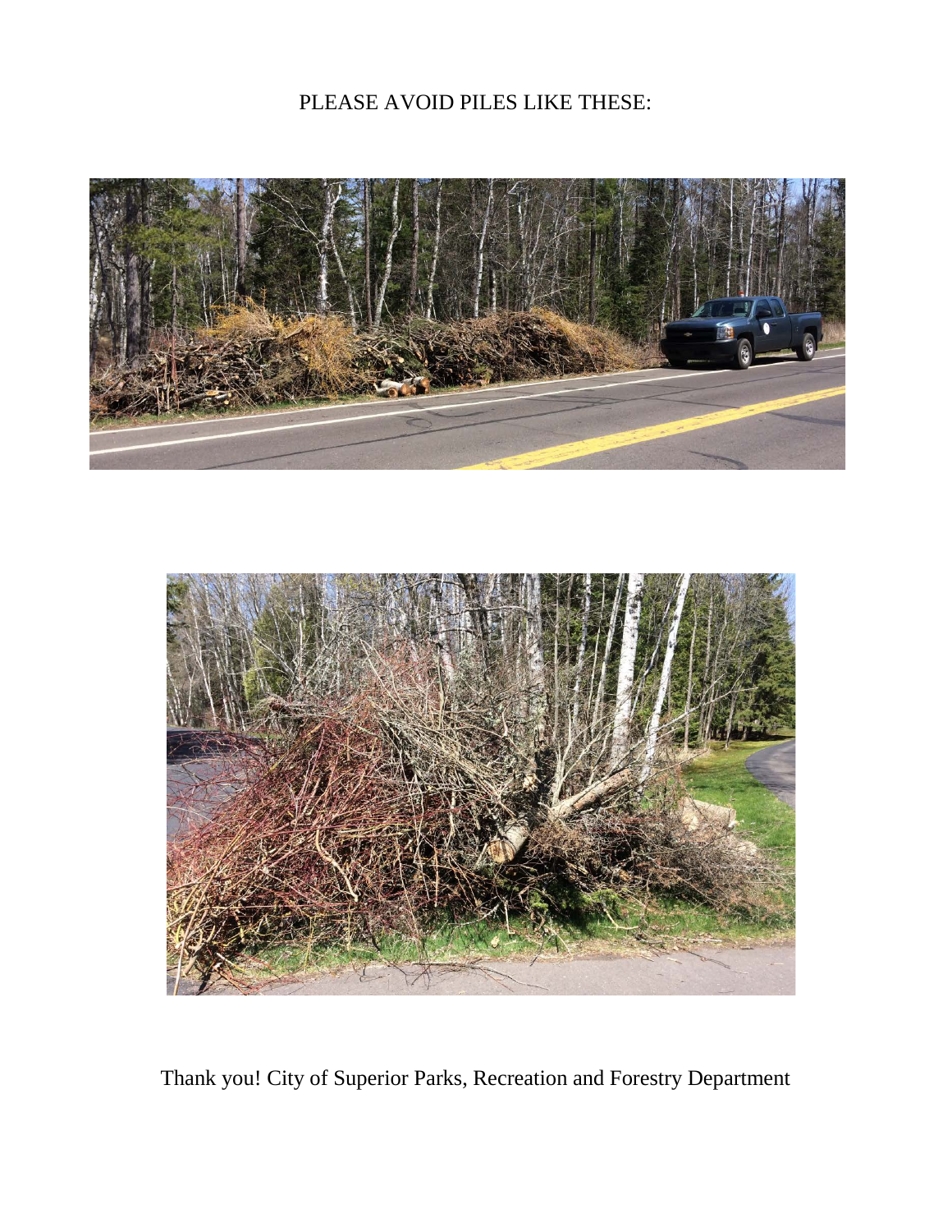PLEASE AVOID PILES LIKE THESE:

Thank you! City of Superior Parks, Recreation and Forestry Department